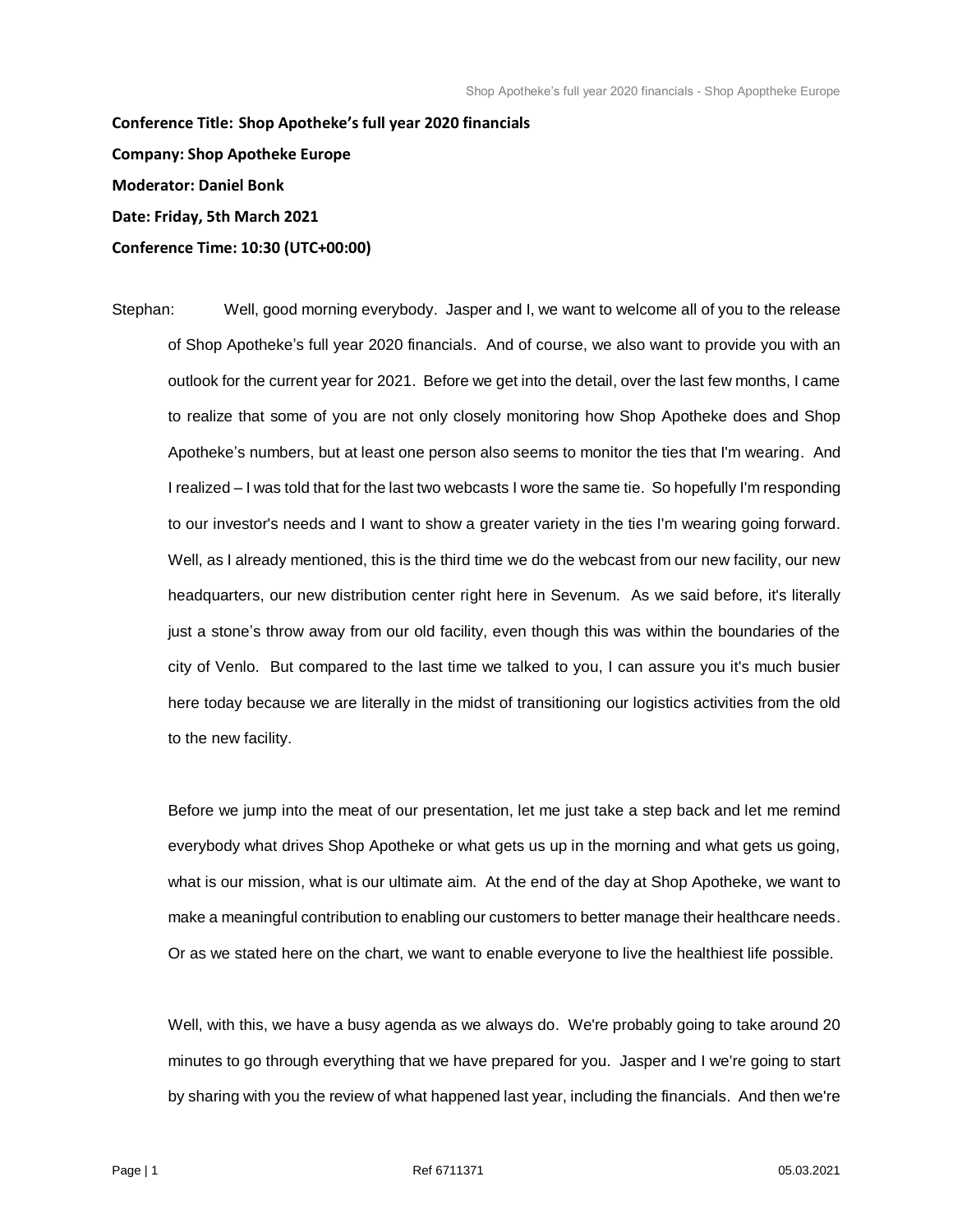**Conference Title: Shop Apotheke's full year 2020 financials**

**Company: Shop Apotheke Europe**

**Moderator: Daniel Bonk**

**Date: Friday, 5th March 2021**

**Conference Time: 10:30 (UTC+00:00)**

Stephan: Well, good morning everybody. Jasper and I, we want to welcome all of you to the release of Shop Apotheke's full year 2020 financials. And of course, we also want to provide you with an outlook for the current year for 2021. Before we get into the detail, over the last few months, I came to realize that some of you are not only closely monitoring how Shop Apotheke does and Shop Apotheke's numbers, but at least one person also seems to monitor the ties that I'm wearing. And I realized – I was told that for the last two webcasts I wore the same tie. So hopefully I'm responding to our investor's needs and I want to show a greater variety in the ties I'm wearing going forward. Well, as I already mentioned, this is the third time we do the webcast from our new facility, our new headquarters, our new distribution center right here in Sevenum. As we said before, it's literally just a stone's throw away from our old facility, even though this was within the boundaries of the city of Venlo. But compared to the last time we talked to you, I can assure you it's much busier here today because we are literally in the midst of transitioning our logistics activities from the old to the new facility.

Before we jump into the meat of our presentation, let me just take a step back and let me remind everybody what drives Shop Apotheke or what gets us up in the morning and what gets us going, what is our mission, what is our ultimate aim. At the end of the day at Shop Apotheke, we want to make a meaningful contribution to enabling our customers to better manage their healthcare needs. Or as we stated here on the chart, we want to enable everyone to live the healthiest life possible.

Well, with this, we have a busy agenda as we always do. We're probably going to take around 20 minutes to go through everything that we have prepared for you. Jasper and I we're going to start by sharing with you the review of what happened last year, including the financials. And then we're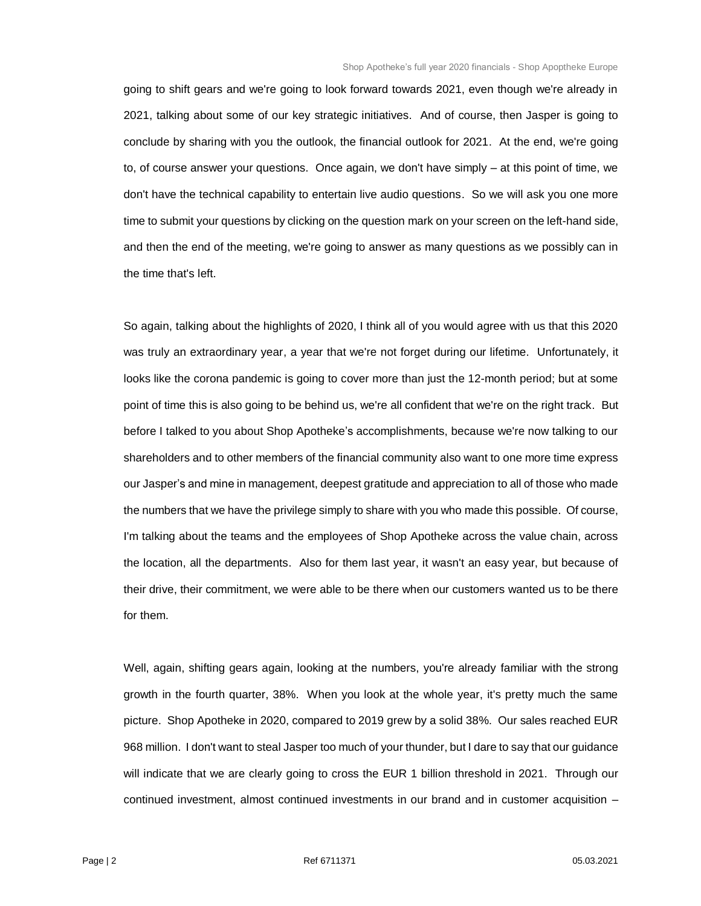going to shift gears and we're going to look forward towards 2021, even though we're already in 2021, talking about some of our key strategic initiatives. And of course, then Jasper is going to conclude by sharing with you the outlook, the financial outlook for 2021. At the end, we're going to, of course answer your questions. Once again, we don't have simply – at this point of time, we don't have the technical capability to entertain live audio questions. So we will ask you one more time to submit your questions by clicking on the question mark on your screen on the left-hand side, and then the end of the meeting, we're going to answer as many questions as we possibly can in the time that's left.

So again, talking about the highlights of 2020, I think all of you would agree with us that this 2020 was truly an extraordinary year, a year that we're not forget during our lifetime. Unfortunately, it looks like the corona pandemic is going to cover more than just the 12-month period; but at some point of time this is also going to be behind us, we're all confident that we're on the right track. But before I talked to you about Shop Apotheke's accomplishments, because we're now talking to our shareholders and to other members of the financial community also want to one more time express our Jasper's and mine in management, deepest gratitude and appreciation to all of those who made the numbers that we have the privilege simply to share with you who made this possible. Of course, I'm talking about the teams and the employees of Shop Apotheke across the value chain, across the location, all the departments. Also for them last year, it wasn't an easy year, but because of their drive, their commitment, we were able to be there when our customers wanted us to be there for them.

Well, again, shifting gears again, looking at the numbers, you're already familiar with the strong growth in the fourth quarter, 38%. When you look at the whole year, it's pretty much the same picture. Shop Apotheke in 2020, compared to 2019 grew by a solid 38%. Our sales reached EUR 968 million. I don't want to steal Jasper too much of your thunder, but I dare to say that our guidance will indicate that we are clearly going to cross the EUR 1 billion threshold in 2021. Through our continued investment, almost continued investments in our brand and in customer acquisition –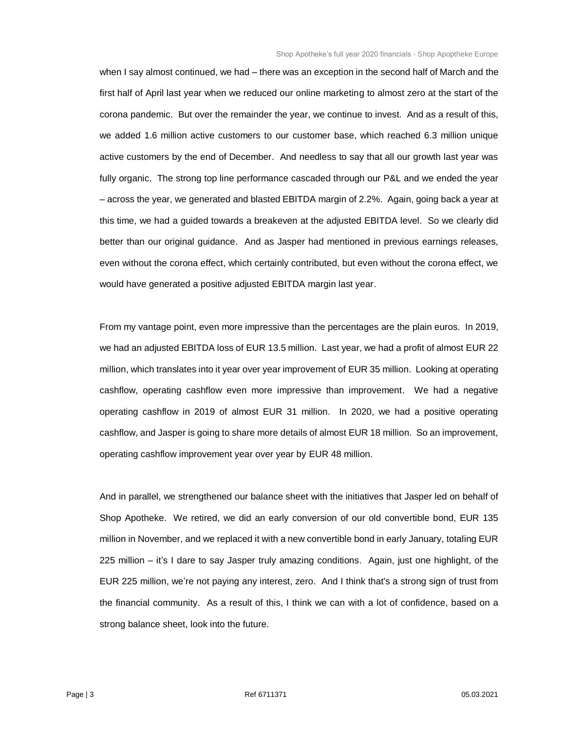when I say almost continued, we had – there was an exception in the second half of March and the first half of April last year when we reduced our online marketing to almost zero at the start of the corona pandemic. But over the remainder the year, we continue to invest. And as a result of this, we added 1.6 million active customers to our customer base, which reached 6.3 million unique active customers by the end of December. And needless to say that all our growth last year was fully organic. The strong top line performance cascaded through our P&L and we ended the year – across the year, we generated and blasted EBITDA margin of 2.2%. Again, going back a year at this time, we had a guided towards a breakeven at the adjusted EBITDA level. So we clearly did better than our original guidance. And as Jasper had mentioned in previous earnings releases, even without the corona effect, which certainly contributed, but even without the corona effect, we would have generated a positive adjusted EBITDA margin last year.

From my vantage point, even more impressive than the percentages are the plain euros. In 2019, we had an adjusted EBITDA loss of EUR 13.5 million. Last year, we had a profit of almost EUR 22 million, which translates into it year over year improvement of EUR 35 million. Looking at operating cashflow, operating cashflow even more impressive than improvement. We had a negative operating cashflow in 2019 of almost EUR 31 million. In 2020, we had a positive operating cashflow, and Jasper is going to share more details of almost EUR 18 million. So an improvement, operating cashflow improvement year over year by EUR 48 million.

And in parallel, we strengthened our balance sheet with the initiatives that Jasper led on behalf of Shop Apotheke. We retired, we did an early conversion of our old convertible bond, EUR 135 million in November, and we replaced it with a new convertible bond in early January, totaling EUR 225 million – it's I dare to say Jasper truly amazing conditions. Again, just one highlight, of the EUR 225 million, we're not paying any interest, zero. And I think that's a strong sign of trust from the financial community. As a result of this, I think we can with a lot of confidence, based on a strong balance sheet, look into the future.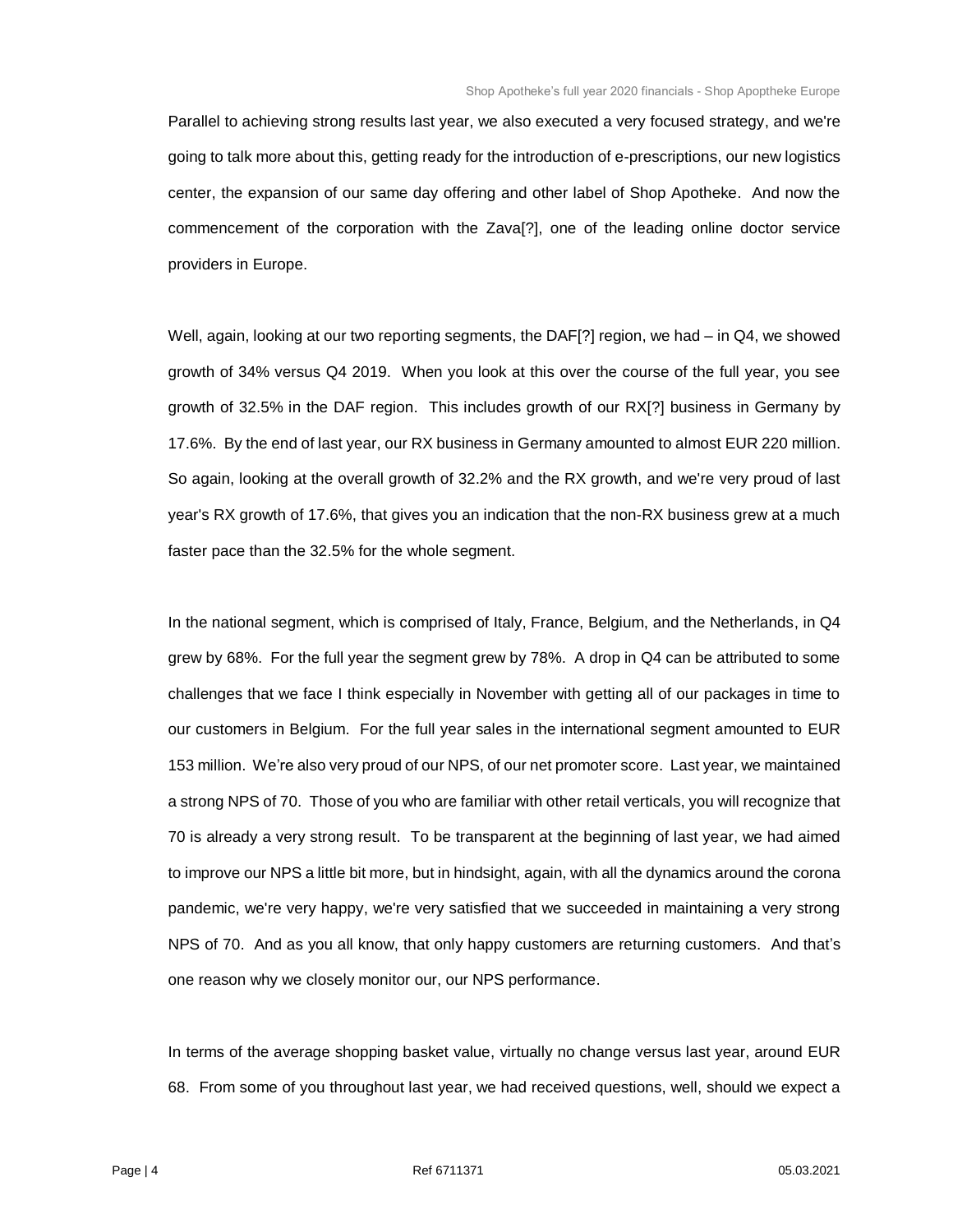Parallel to achieving strong results last year, we also executed a very focused strategy, and we're going to talk more about this, getting ready for the introduction of e-prescriptions, our new logistics center, the expansion of our same day offering and other label of Shop Apotheke. And now the commencement of the corporation with the Zava[?], one of the leading online doctor service providers in Europe.

Well, again, looking at our two reporting segments, the DAF[?] region, we had – in Q4, we showed growth of 34% versus Q4 2019. When you look at this over the course of the full year, you see growth of 32.5% in the DAF region. This includes growth of our RX[?] business in Germany by 17.6%. By the end of last year, our RX business in Germany amounted to almost EUR 220 million. So again, looking at the overall growth of 32.2% and the RX growth, and we're very proud of last year's RX growth of 17.6%, that gives you an indication that the non-RX business grew at a much faster pace than the 32.5% for the whole segment.

In the national segment, which is comprised of Italy, France, Belgium, and the Netherlands, in Q4 grew by 68%. For the full year the segment grew by 78%. A drop in Q4 can be attributed to some challenges that we face I think especially in November with getting all of our packages in time to our customers in Belgium. For the full year sales in the international segment amounted to EUR 153 million. We're also very proud of our NPS, of our net promoter score. Last year, we maintained a strong NPS of 70. Those of you who are familiar with other retail verticals, you will recognize that 70 is already a very strong result. To be transparent at the beginning of last year, we had aimed to improve our NPS a little bit more, but in hindsight, again, with all the dynamics around the corona pandemic, we're very happy, we're very satisfied that we succeeded in maintaining a very strong NPS of 70. And as you all know, that only happy customers are returning customers. And that's one reason why we closely monitor our, our NPS performance.

In terms of the average shopping basket value, virtually no change versus last year, around EUR 68. From some of you throughout last year, we had received questions, well, should we expect a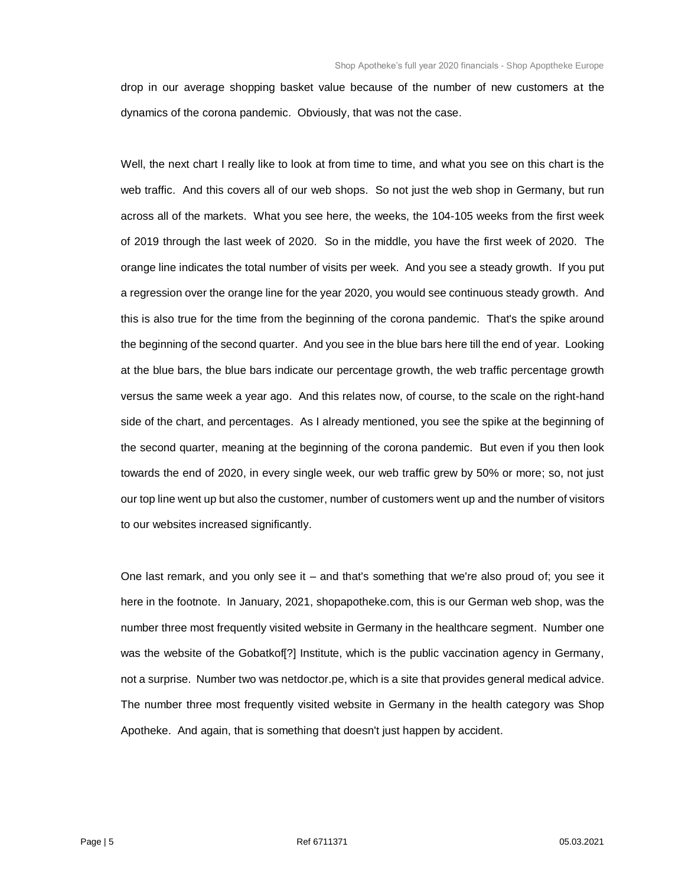drop in our average shopping basket value because of the number of new customers at the dynamics of the corona pandemic. Obviously, that was not the case.

Well, the next chart I really like to look at from time to time, and what you see on this chart is the web traffic. And this covers all of our web shops. So not just the web shop in Germany, but run across all of the markets. What you see here, the weeks, the 104-105 weeks from the first week of 2019 through the last week of 2020. So in the middle, you have the first week of 2020. The orange line indicates the total number of visits per week. And you see a steady growth. If you put a regression over the orange line for the year 2020, you would see continuous steady growth. And this is also true for the time from the beginning of the corona pandemic. That's the spike around the beginning of the second quarter. And you see in the blue bars here till the end of year. Looking at the blue bars, the blue bars indicate our percentage growth, the web traffic percentage growth versus the same week a year ago. And this relates now, of course, to the scale on the right-hand side of the chart, and percentages. As I already mentioned, you see the spike at the beginning of the second quarter, meaning at the beginning of the corona pandemic. But even if you then look towards the end of 2020, in every single week, our web traffic grew by 50% or more; so, not just our top line went up but also the customer, number of customers went up and the number of visitors to our websites increased significantly.

One last remark, and you only see it – and that's something that we're also proud of; you see it here in the footnote. In January, 2021, shopapotheke.com, this is our German web shop, was the number three most frequently visited website in Germany in the healthcare segment. Number one was the website of the Gobatkof[?] Institute, which is the public vaccination agency in Germany, not a surprise. Number two was netdoctor.pe, which is a site that provides general medical advice. The number three most frequently visited website in Germany in the health category was Shop Apotheke. And again, that is something that doesn't just happen by accident.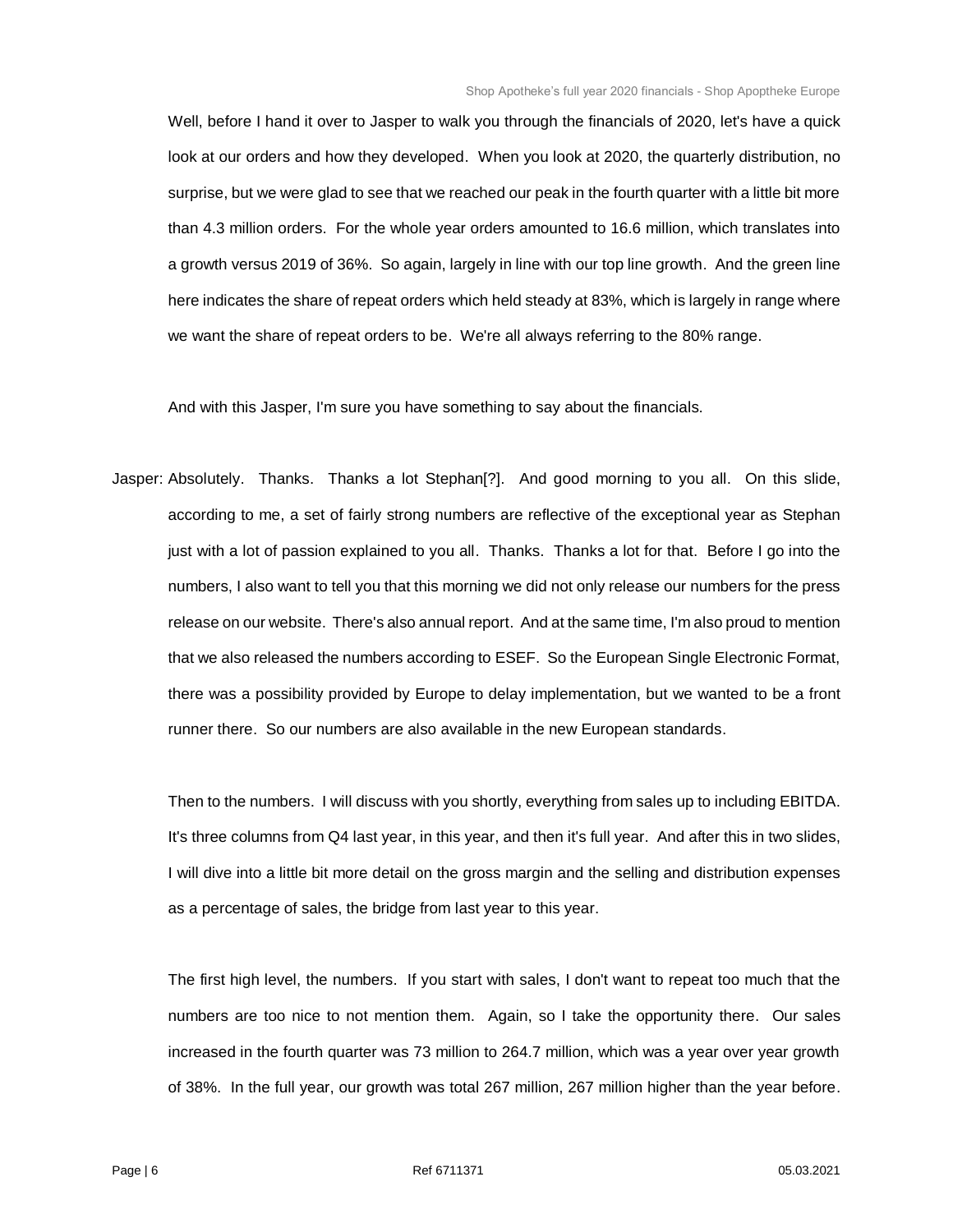Well, before I hand it over to Jasper to walk you through the financials of 2020, let's have a quick look at our orders and how they developed. When you look at 2020, the quarterly distribution, no surprise, but we were glad to see that we reached our peak in the fourth quarter with a little bit more than 4.3 million orders. For the whole year orders amounted to 16.6 million, which translates into a growth versus 2019 of 36%. So again, largely in line with our top line growth. And the green line here indicates the share of repeat orders which held steady at 83%, which is largely in range where we want the share of repeat orders to be. We're all always referring to the 80% range.

And with this Jasper, I'm sure you have something to say about the financials.

Jasper: Absolutely. Thanks. Thanks a lot Stephan[?]. And good morning to you all. On this slide, according to me, a set of fairly strong numbers are reflective of the exceptional year as Stephan just with a lot of passion explained to you all. Thanks. Thanks a lot for that. Before I go into the numbers, I also want to tell you that this morning we did not only release our numbers for the press release on our website. There's also annual report. And at the same time, I'm also proud to mention that we also released the numbers according to ESEF. So the European Single Electronic Format, there was a possibility provided by Europe to delay implementation, but we wanted to be a front runner there. So our numbers are also available in the new European standards.

Then to the numbers. I will discuss with you shortly, everything from sales up to including EBITDA. It's three columns from Q4 last year, in this year, and then it's full year. And after this in two slides, I will dive into a little bit more detail on the gross margin and the selling and distribution expenses as a percentage of sales, the bridge from last year to this year.

The first high level, the numbers. If you start with sales, I don't want to repeat too much that the numbers are too nice to not mention them. Again, so I take the opportunity there. Our sales increased in the fourth quarter was 73 million to 264.7 million, which was a year over year growth of 38%. In the full year, our growth was total 267 million, 267 million higher than the year before.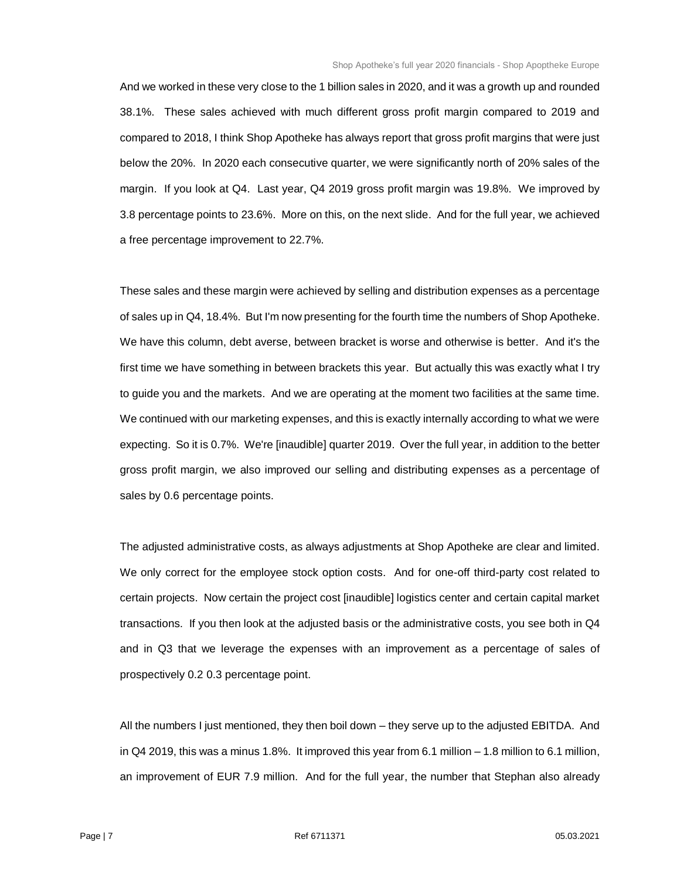And we worked in these very close to the 1 billion sales in 2020, and it was a growth up and rounded 38.1%. These sales achieved with much different gross profit margin compared to 2019 and compared to 2018, I think Shop Apotheke has always report that gross profit margins that were just below the 20%. In 2020 each consecutive quarter, we were significantly north of 20% sales of the margin. If you look at Q4. Last year, Q4 2019 gross profit margin was 19.8%. We improved by 3.8 percentage points to 23.6%. More on this, on the next slide. And for the full year, we achieved a free percentage improvement to 22.7%.

These sales and these margin were achieved by selling and distribution expenses as a percentage of sales up in Q4, 18.4%. But I'm now presenting for the fourth time the numbers of Shop Apotheke. We have this column, debt averse, between bracket is worse and otherwise is better. And it's the first time we have something in between brackets this year. But actually this was exactly what I try to guide you and the markets. And we are operating at the moment two facilities at the same time. We continued with our marketing expenses, and this is exactly internally according to what we were expecting. So it is 0.7%. We're [inaudible] quarter 2019. Over the full year, in addition to the better gross profit margin, we also improved our selling and distributing expenses as a percentage of sales by 0.6 percentage points.

The adjusted administrative costs, as always adjustments at Shop Apotheke are clear and limited. We only correct for the employee stock option costs. And for one-off third-party cost related to certain projects. Now certain the project cost [inaudible] logistics center and certain capital market transactions. If you then look at the adjusted basis or the administrative costs, you see both in Q4 and in Q3 that we leverage the expenses with an improvement as a percentage of sales of prospectively 0.2 0.3 percentage point.

All the numbers I just mentioned, they then boil down – they serve up to the adjusted EBITDA. And in Q4 2019, this was a minus 1.8%. It improved this year from 6.1 million – 1.8 million to 6.1 million, an improvement of EUR 7.9 million. And for the full year, the number that Stephan also already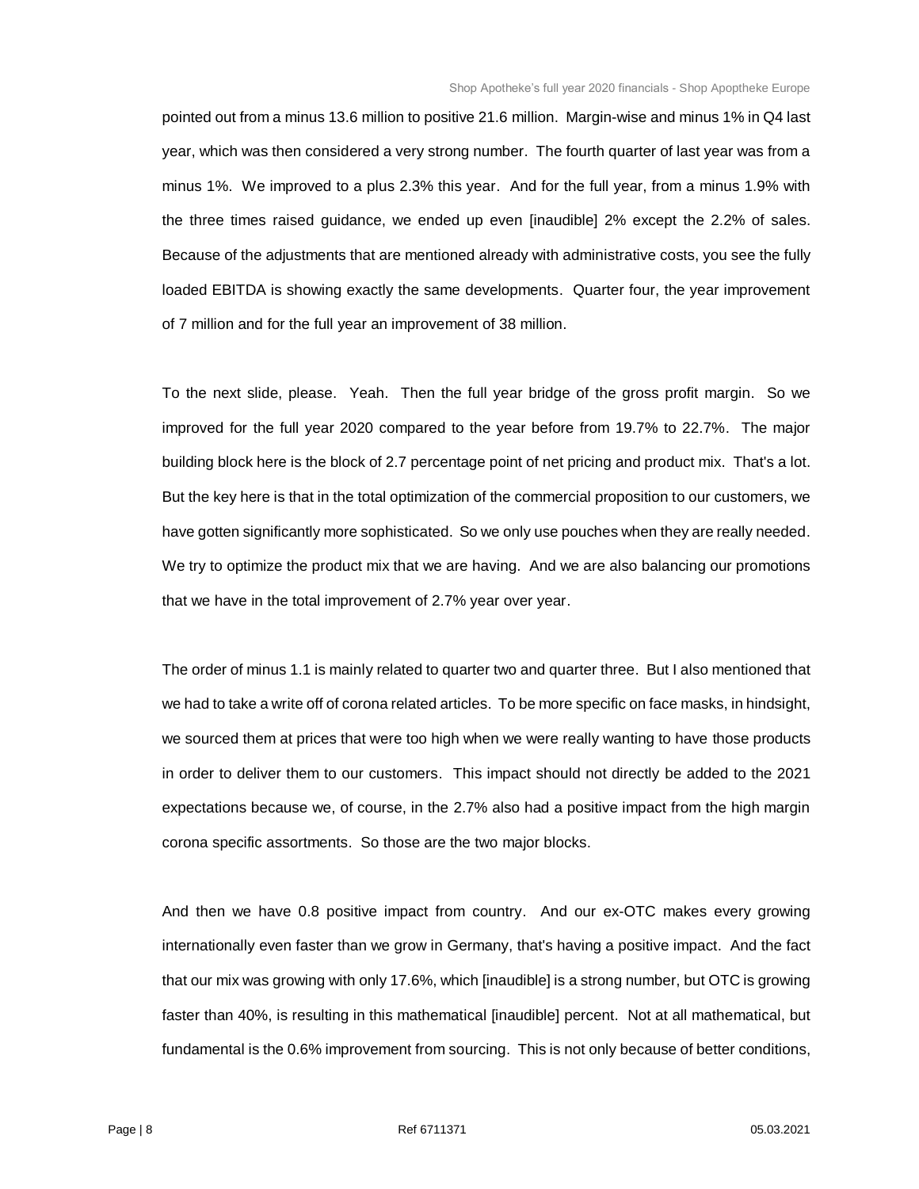pointed out from a minus 13.6 million to positive 21.6 million. Margin-wise and minus 1% in Q4 last year, which was then considered a very strong number. The fourth quarter of last year was from a minus 1%. We improved to a plus 2.3% this year. And for the full year, from a minus 1.9% with the three times raised guidance, we ended up even [inaudible] 2% except the 2.2% of sales. Because of the adjustments that are mentioned already with administrative costs, you see the fully loaded EBITDA is showing exactly the same developments. Quarter four, the year improvement of 7 million and for the full year an improvement of 38 million.

To the next slide, please. Yeah. Then the full year bridge of the gross profit margin. So we improved for the full year 2020 compared to the year before from 19.7% to 22.7%. The major building block here is the block of 2.7 percentage point of net pricing and product mix. That's a lot. But the key here is that in the total optimization of the commercial proposition to our customers, we have gotten significantly more sophisticated. So we only use pouches when they are really needed. We try to optimize the product mix that we are having. And we are also balancing our promotions that we have in the total improvement of 2.7% year over year.

The order of minus 1.1 is mainly related to quarter two and quarter three. But I also mentioned that we had to take a write off of corona related articles. To be more specific on face masks, in hindsight, we sourced them at prices that were too high when we were really wanting to have those products in order to deliver them to our customers. This impact should not directly be added to the 2021 expectations because we, of course, in the 2.7% also had a positive impact from the high margin corona specific assortments. So those are the two major blocks.

And then we have 0.8 positive impact from country. And our ex-OTC makes every growing internationally even faster than we grow in Germany, that's having a positive impact. And the fact that our mix was growing with only 17.6%, which [inaudible] is a strong number, but OTC is growing faster than 40%, is resulting in this mathematical [inaudible] percent. Not at all mathematical, but fundamental is the 0.6% improvement from sourcing. This is not only because of better conditions,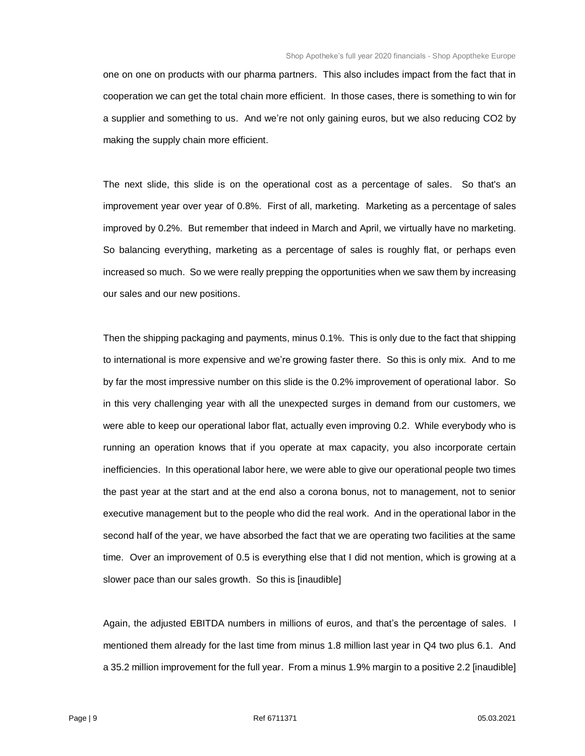one on one on products with our pharma partners. This also includes impact from the fact that in cooperation we can get the total chain more efficient. In those cases, there is something to win for a supplier and something to us. And we're not only gaining euros, but we also reducing $CO_2$ by making the supply chain more efficient.

The next slide, this slide is on the operational cost as a percentage of sales. So that's an improvement year over year of 0.8%. First of all, marketing. Marketing as a percentage of sales improved by 0.2%. But remember that indeed in March and April, we virtually have no marketing. So balancing everything, marketing as a percentage of sales is roughly flat, or perhaps even increased so much. So we were really prepping the opportunities when we saw them by increasing our sales and our new positions.

Then the shipping packaging and payments, minus 0.1%. This is only due to the fact that shipping to international is more expensive and we're growing faster there. So this is only mix. And to me by far the most impressive number on this slide is the 0.2% improvement of operational labor. So in this very challenging year with all the unexpected surges in demand from our customers, we were able to keep our operational labor flat, actually even improving 0.2. While everybody who is running an operation knows that if you operate at max capacity, you also incorporate certain inefficiencies. In this operational labor here, we were able to give our operational people two times the past year at the start and at the end also a corona bonus, not to management, not to senior executive management but to the people who did the real work. And in the operational labor in the second half of the year, we have absorbed the fact that we are operating two facilities at the same time. Over an improvement of 0.5 is everything else that I did not mention, which is growing at a slower pace than our sales growth. So this is [inaudible]

Again, the adjusted EBITDA numbers in millions of euros, and that's the percentage of sales. I mentioned them already for the last time from minus 1.8 million last year in Q4 two plus 6.1. And a 35.2 million improvement for the full year. From a minus 1.9% margin to a positive 2.2 [inaudible]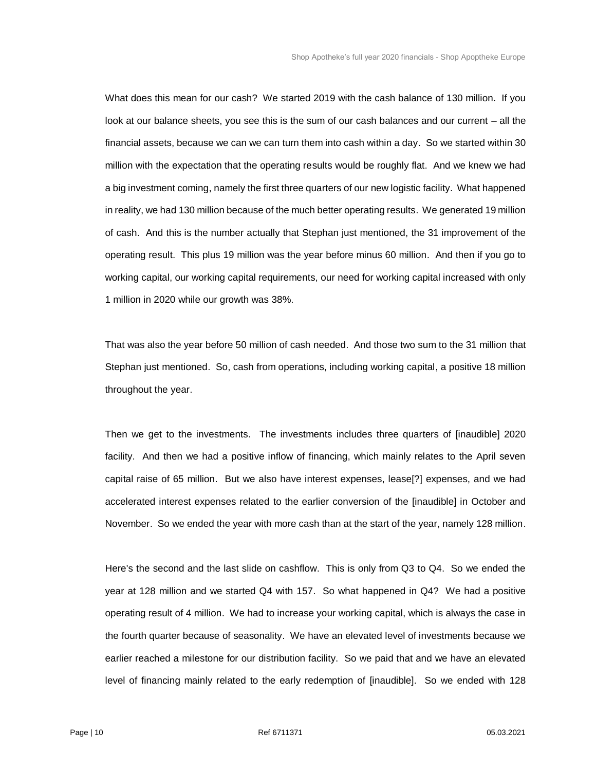What does this mean for our cash? We started 2019 with the cash balance of 130 million. If you look at our balance sheets, you see this is the sum of our cash balances and our current – all the financial assets, because we can we can turn them into cash within a day. So we started within 30 million with the expectation that the operating results would be roughly flat. And we knew we had a big investment coming, namely the first three quarters of our new logistic facility. What happened in reality, we had 130 million because of the much better operating results. We generated 19 million of cash. And this is the number actually that Stephan just mentioned, the 31 improvement of the operating result. This plus 19 million was the year before minus 60 million. And then if you go to working capital, our working capital requirements, our need for working capital increased with only 1 million in 2020 while our growth was 38%.

That was also the year before 50 million of cash needed. And those two sum to the 31 million that Stephan just mentioned. So, cash from operations, including working capital, a positive 18 million throughout the year.

Then we get to the investments. The investments includes three quarters of [inaudible] 2020 facility. And then we had a positive inflow of financing, which mainly relates to the April seven capital raise of 65 million. But we also have interest expenses, lease[?] expenses, and we had accelerated interest expenses related to the earlier conversion of the [inaudible] in October and November. So we ended the year with more cash than at the start of the year, namely 128 million.

Here's the second and the last slide on cashflow. This is only from Q3 to Q4. So we ended the year at 128 million and we started Q4 with 157. So what happened in Q4? We had a positive operating result of 4 million. We had to increase your working capital, which is always the case in the fourth quarter because of seasonality. We have an elevated level of investments because we earlier reached a milestone for our distribution facility. So we paid that and we have an elevated level of financing mainly related to the early redemption of [inaudible]. So we ended with 128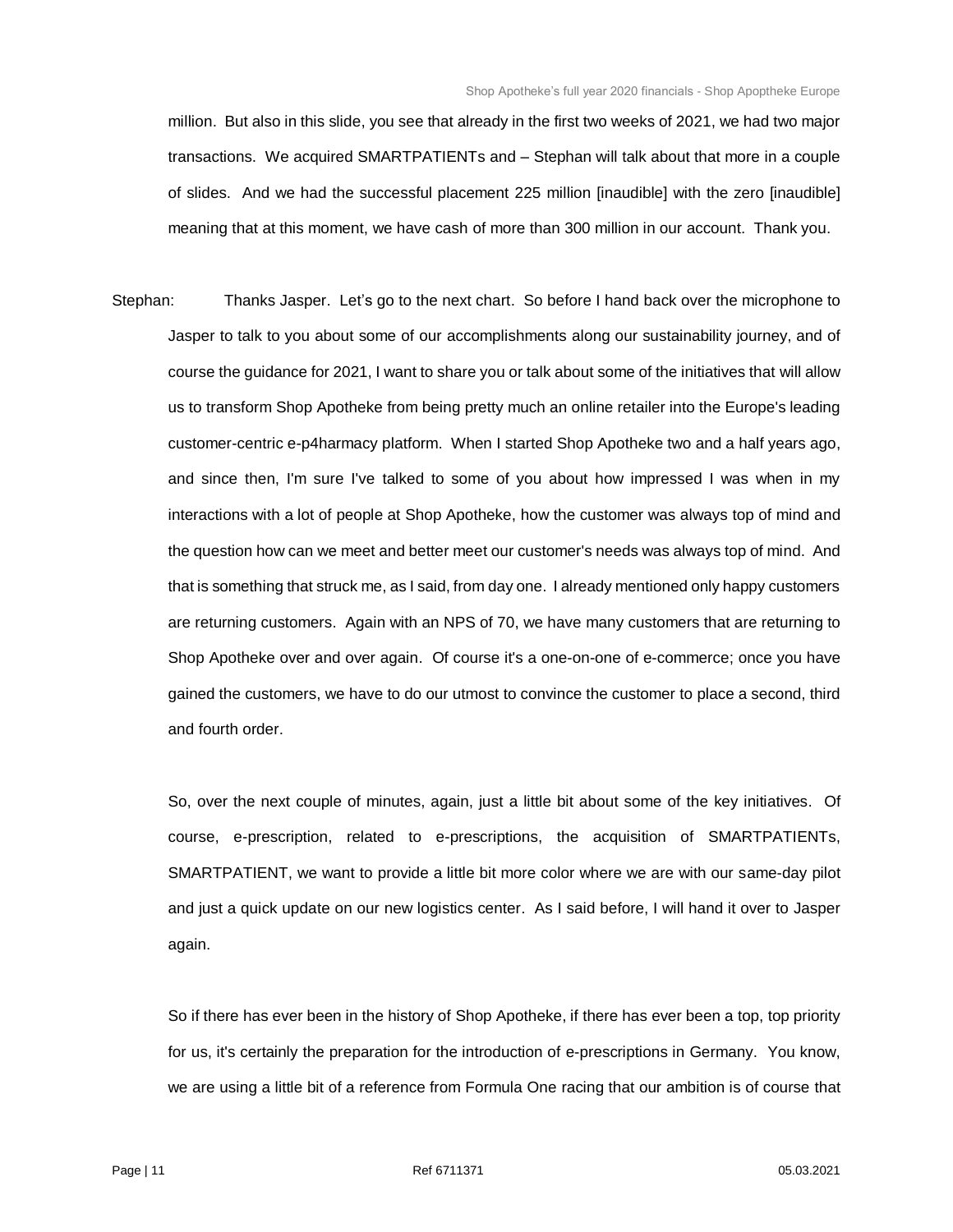million. But also in this slide, you see that already in the first two weeks of 2021, we had two major transactions. We acquired SMARTPATIENTs and – Stephan will talk about that more in a couple of slides. And we had the successful placement 225 million [inaudible] with the zero [inaudible] meaning that at this moment, we have cash of more than 300 million in our account. Thank you.

Stephan: Thanks Jasper. Let's go to the next chart. So before I hand back over the microphone to Jasper to talk to you about some of our accomplishments along our sustainability journey, and of course the guidance for 2021, I want to share you or talk about some of the initiatives that will allow us to transform Shop Apotheke from being pretty much an online retailer into the Europe's leading customer-centric e-p4harmacy platform. When I started Shop Apotheke two and a half years ago, and since then, I'm sure I've talked to some of you about how impressed I was when in my interactions with a lot of people at Shop Apotheke, how the customer was always top of mind and the question how can we meet and better meet our customer's needs was always top of mind. And that is something that struck me, as I said, from day one. I already mentioned only happy customers are returning customers. Again with an NPS of 70, we have many customers that are returning to Shop Apotheke over and over again. Of course it's a one-on-one of e-commerce; once you have gained the customers, we have to do our utmost to convince the customer to place a second, third and fourth order.

So, over the next couple of minutes, again, just a little bit about some of the key initiatives. Of course, e-prescription, related to e-prescriptions, the acquisition of SMARTPATIENTs, SMARTPATIENT, we want to provide a little bit more color where we are with our same-day pilot and just a quick update on our new logistics center. As I said before, I will hand it over to Jasper again.

So if there has ever been in the history of Shop Apotheke, if there has ever been a top, top priority for us, it's certainly the preparation for the introduction of e-prescriptions in Germany. You know, we are using a little bit of a reference from Formula One racing that our ambition is of course that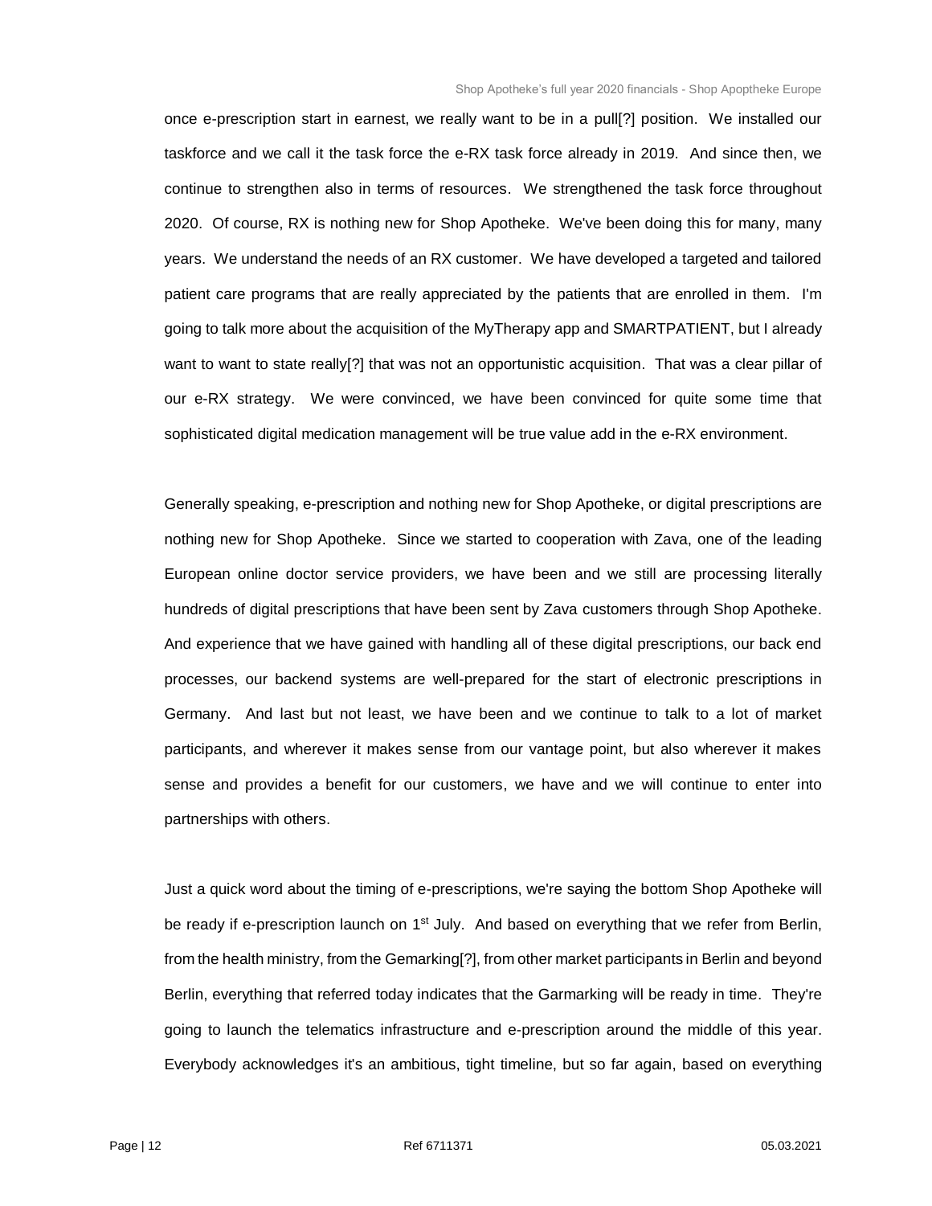once e-prescription start in earnest, we really want to be in a pull[?] position. We installed our taskforce and we call it the task force the e-RX task force already in 2019. And since then, we continue to strengthen also in terms of resources. We strengthened the task force throughout 2020. Of course, RX is nothing new for Shop Apotheke. We've been doing this for many, many years. We understand the needs of an RX customer. We have developed a targeted and tailored patient care programs that are really appreciated by the patients that are enrolled in them. I'm going to talk more about the acquisition of the MyTherapy app and SMARTPATIENT, but I already want to want to state really[?] that was not an opportunistic acquisition. That was a clear pillar of our e-RX strategy. We were convinced, we have been convinced for quite some time that sophisticated digital medication management will be true value add in the e-RX environment.

Generally speaking, e-prescription and nothing new for Shop Apotheke, or digital prescriptions are nothing new for Shop Apotheke. Since we started to cooperation with Zava, one of the leading European online doctor service providers, we have been and we still are processing literally hundreds of digital prescriptions that have been sent by Zava customers through Shop Apotheke. And experience that we have gained with handling all of these digital prescriptions, our back end processes, our backend systems are well-prepared for the start of electronic prescriptions in Germany. And last but not least, we have been and we continue to talk to a lot of market participants, and wherever it makes sense from our vantage point, but also wherever it makes sense and provides a benefit for our customers, we have and we will continue to enter into partnerships with others.

Just a quick word about the timing of e-prescriptions, we're saying the bottom Shop Apotheke will be ready if e-prescription launch on 1st July. And based on everything that we refer from Berlin, from the health ministry, from the Gemarking[?], from other market participants in Berlin and beyond Berlin, everything that referred today indicates that the Garmarking will be ready in time. They're going to launch the telematics infrastructure and e-prescription around the middle of this year. Everybody acknowledges it's an ambitious, tight timeline, but so far again, based on everything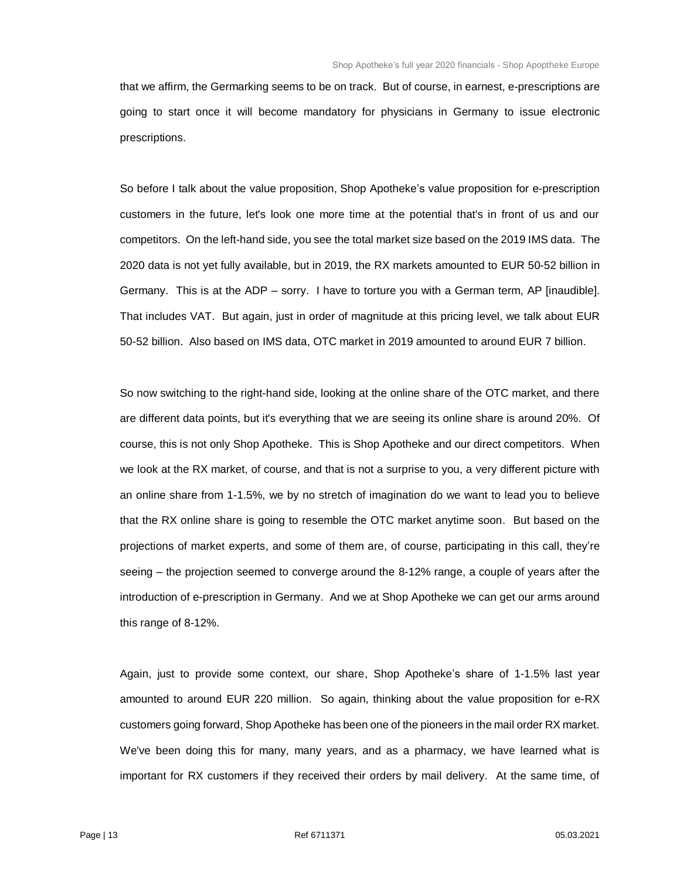that we affirm, the Germarking seems to be on track. But of course, in earnest, e-prescriptions are going to start once it will become mandatory for physicians in Germany to issue electronic prescriptions.

So before I talk about the value proposition, Shop Apotheke's value proposition for e-prescription customers in the future, let's look one more time at the potential that's in front of us and our competitors. On the left-hand side, you see the total market size based on the 2019 IMS data. The 2020 data is not yet fully available, but in 2019, the RX markets amounted to EUR 50-52 billion in Germany. This is at the ADP – sorry. I have to torture you with a German term, AP [inaudible]. That includes VAT. But again, just in order of magnitude at this pricing level, we talk about EUR 50-52 billion. Also based on IMS data, OTC market in 2019 amounted to around EUR 7 billion.

So now switching to the right-hand side, looking at the online share of the OTC market, and there are different data points, but it's everything that we are seeing its online share is around 20%. Of course, this is not only Shop Apotheke. This is Shop Apotheke and our direct competitors. When we look at the RX market, of course, and that is not a surprise to you, a very different picture with an online share from 1-1.5%, we by no stretch of imagination do we want to lead you to believe that the RX online share is going to resemble the OTC market anytime soon. But based on the projections of market experts, and some of them are, of course, participating in this call, they're seeing – the projection seemed to converge around the 8-12% range, a couple of years after the introduction of e-prescription in Germany. And we at Shop Apotheke we can get our arms around this range of 8-12%.

Again, just to provide some context, our share, Shop Apotheke's share of 1-1.5% last year amounted to around EUR 220 million. So again, thinking about the value proposition for e-RX customers going forward, Shop Apotheke has been one of the pioneers in the mail order RX market. We've been doing this for many, many years, and as a pharmacy, we have learned what is important for RX customers if they received their orders by mail delivery. At the same time, of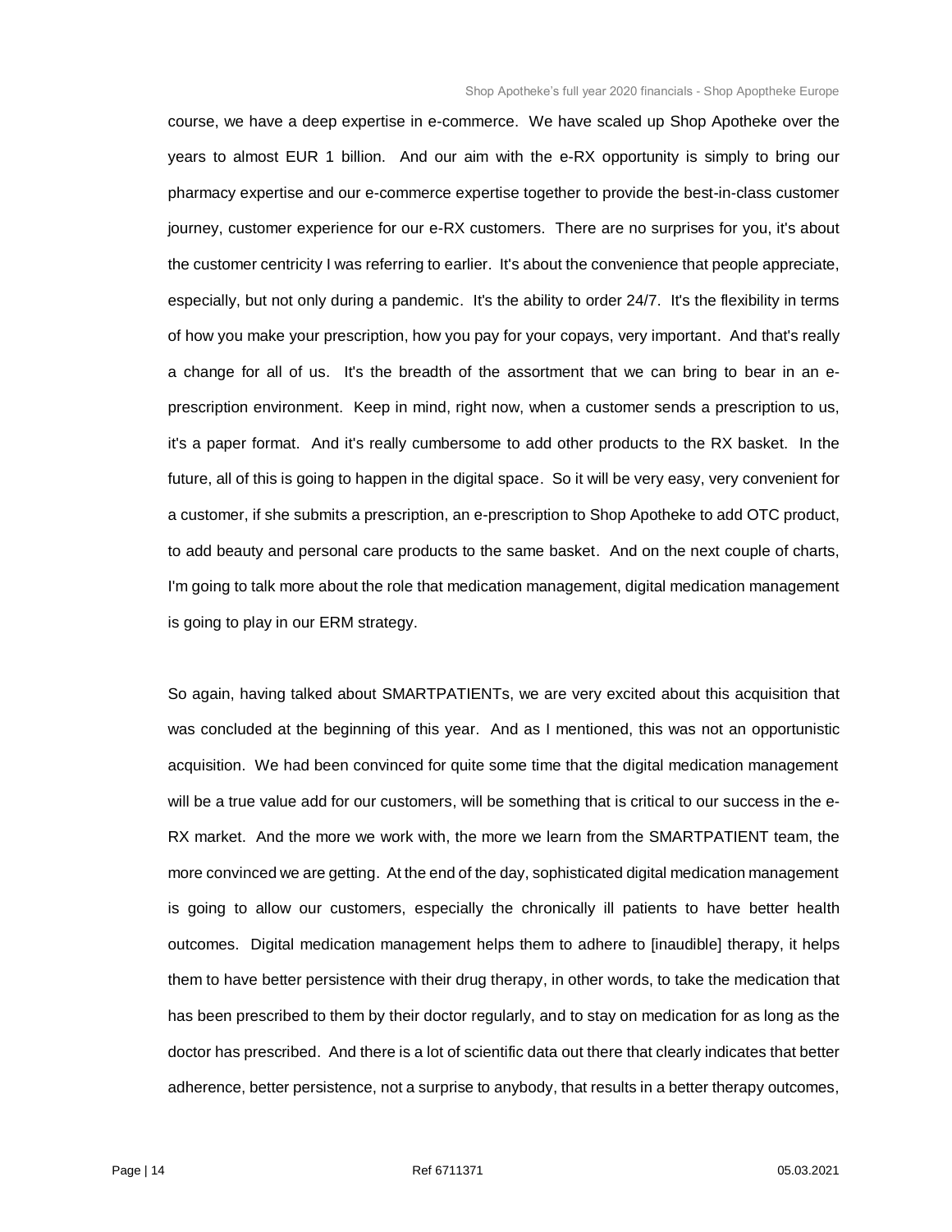course, we have a deep expertise in e-commerce. We have scaled up Shop Apotheke over the years to almost EUR 1 billion. And our aim with the e-RX opportunity is simply to bring our pharmacy expertise and our e-commerce expertise together to provide the best-in-class customer journey, customer experience for our e-RX customers. There are no surprises for you, it's about the customer centricity I was referring to earlier. It's about the convenience that people appreciate, especially, but not only during a pandemic. It's the ability to order 24/7. It's the flexibility in terms of how you make your prescription, how you pay for your copays, very important. And that's really a change for all of us. It's the breadth of the assortment that we can bring to bear in an e-prescription environment. Keep in mind, right now, when a customer sends a prescription to us, it's a paper format. And it's really cumbersome to add other products to the RX basket. In the future, all of this is going to happen in the digital space. So it will be very easy, very convenient for a customer, if she submits a prescription, an e-prescription to Shop Apotheke to add OTC product, to add beauty and personal care products to the same basket. And on the next couple of charts, I'm going to talk more about the role that medication management, digital medication management is going to play in our ERM strategy.

So again, having talked about SMARTPATIENTs, we are very excited about this acquisition that was concluded at the beginning of this year. And as I mentioned, this was not an opportunistic acquisition. We had been convinced for quite some time that the digital medication management will be a true value add for our customers, will be something that is critical to our success in the e-RX market. And the more we work with, the more we learn from the SMARTPATIENT team, the more convinced we are getting. At the end of the day, sophisticated digital medication management is going to allow our customers, especially the chronically ill patients to have better health outcomes. Digital medication management helps them to adhere to [inaudible] therapy, it helps them to have better persistence with their drug therapy, in other words, to take the medication that has been prescribed to them by their doctor regularly, and to stay on medication for as long as the doctor has prescribed. And there is a lot of scientific data out there that clearly indicates that better adherence, better persistence, not a surprise to anybody, that results in a better therapy outcomes,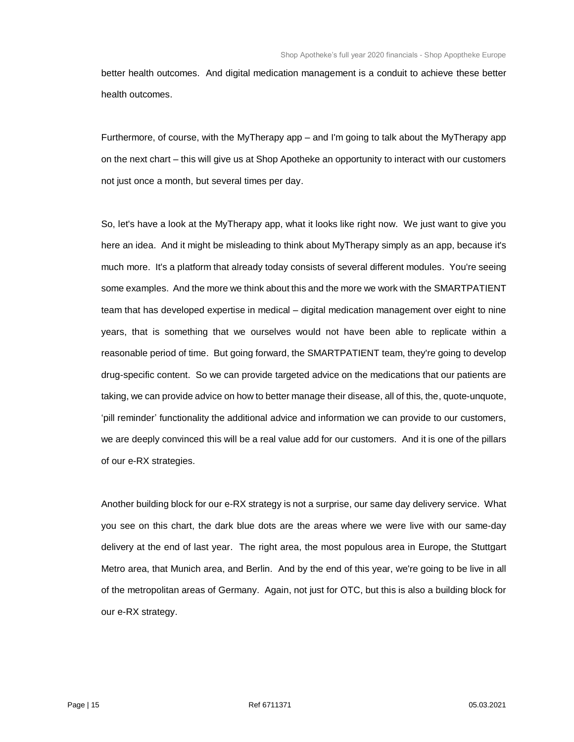better health outcomes. And digital medication management is a conduit to achieve these better health outcomes.

Furthermore, of course, with the MyTherapy app – and I'm going to talk about the MyTherapy app on the next chart – this will give us at Shop Apotheke an opportunity to interact with our customers not just once a month, but several times per day.

So, let's have a look at the MyTherapy app, what it looks like right now. We just want to give you here an idea. And it might be misleading to think about MyTherapy simply as an app, because it's much more. It's a platform that already today consists of several different modules. You're seeing some examples. And the more we think about this and the more we work with the SMARTPATIENT team that has developed expertise in medical – digital medication management over eight to nine years, that is something that we ourselves would not have been able to replicate within a reasonable period of time. But going forward, the SMARTPATIENT team, they're going to develop drug-specific content. So we can provide targeted advice on the medications that our patients are taking, we can provide advice on how to better manage their disease, all of this, the, quote-unquote, 'pill reminder' functionality the additional advice and information we can provide to our customers, we are deeply convinced this will be a real value add for our customers. And it is one of the pillars of our e-RX strategies.

Another building block for our e-RX strategy is not a surprise, our same day delivery service. What you see on this chart, the dark blue dots are the areas where we were live with our same-day delivery at the end of last year. The right area, the most populous area in Europe, the Stuttgart Metro area, that Munich area, and Berlin. And by the end of this year, we're going to be live in all of the metropolitan areas of Germany. Again, not just for OTC, but this is also a building block for our e-RX strategy.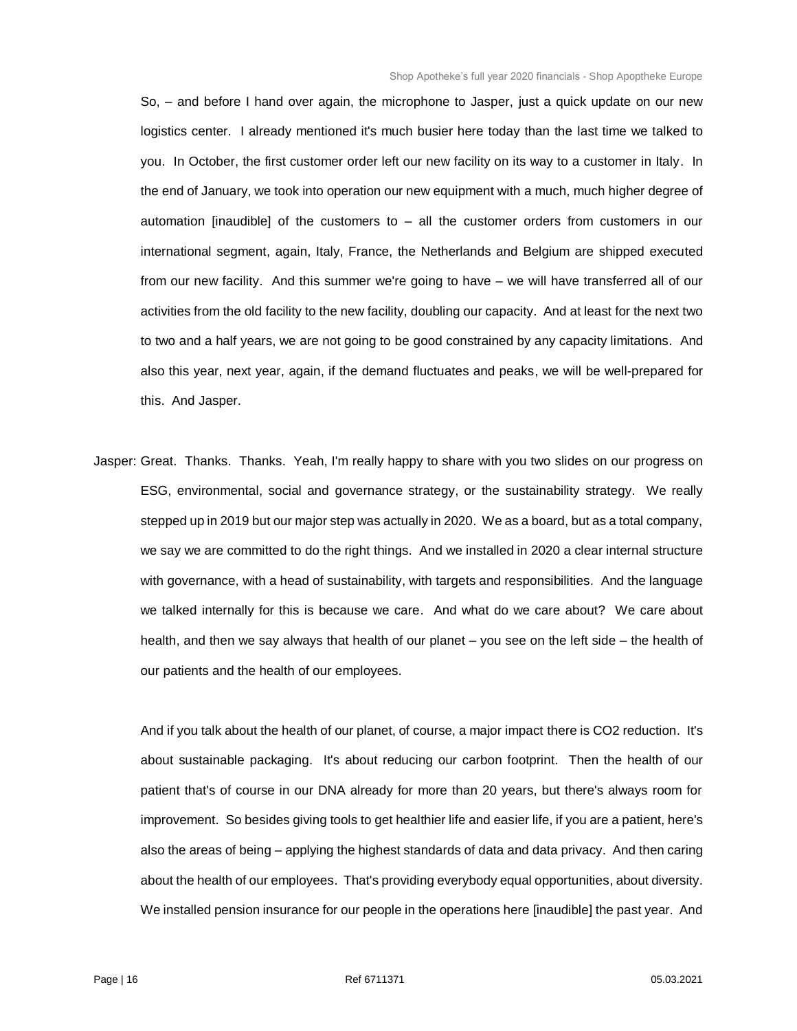So, – and before I hand over again, the microphone to Jasper, just a quick update on our new logistics center. I already mentioned it's much busier here today than the last time we talked to you. In October, the first customer order left our new facility on its way to a customer in Italy. In the end of January, we took into operation our new equipment with a much, much higher degree of automation [inaudible] of the customers to – all the customer orders from customers in our international segment, again, Italy, France, the Netherlands and Belgium are shipped executed from our new facility. And this summer we're going to have – we will have transferred all of our activities from the old facility to the new facility, doubling our capacity. And at least for the next two to two and a half years, we are not going to be good constrained by any capacity limitations. And also this year, next year, again, if the demand fluctuates and peaks, we will be well-prepared for this. And Jasper.

Jasper: Great. Thanks. Thanks. Yeah, I'm really happy to share with you two slides on our progress on ESG, environmental, social and governance strategy, or the sustainability strategy. We really stepped up in 2019 but our major step was actually in 2020. We as a board, but as a total company, we say we are committed to do the right things. And we installed in 2020 a clear internal structure with governance, with a head of sustainability, with targets and responsibilities. And the language we talked internally for this is because we care. And what do we care about? We care about health, and then we say always that health of our planet – you see on the left side – the health of our patients and the health of our employees.

And if you talk about the health of our planet, of course, a major impact there is $CO_2$ reduction. It's about sustainable packaging. It's about reducing our carbon footprint. Then the health of our patient that's of course in our DNA already for more than 20 years, but there's always room for improvement. So besides giving tools to get healthier life and easier life, if you are a patient, here's also the areas of being – applying the highest standards of data and data privacy. And then caring about the health of our employees. That's providing everybody equal opportunities, about diversity. We installed pension insurance for our people in the operations here [inaudible] the past year. And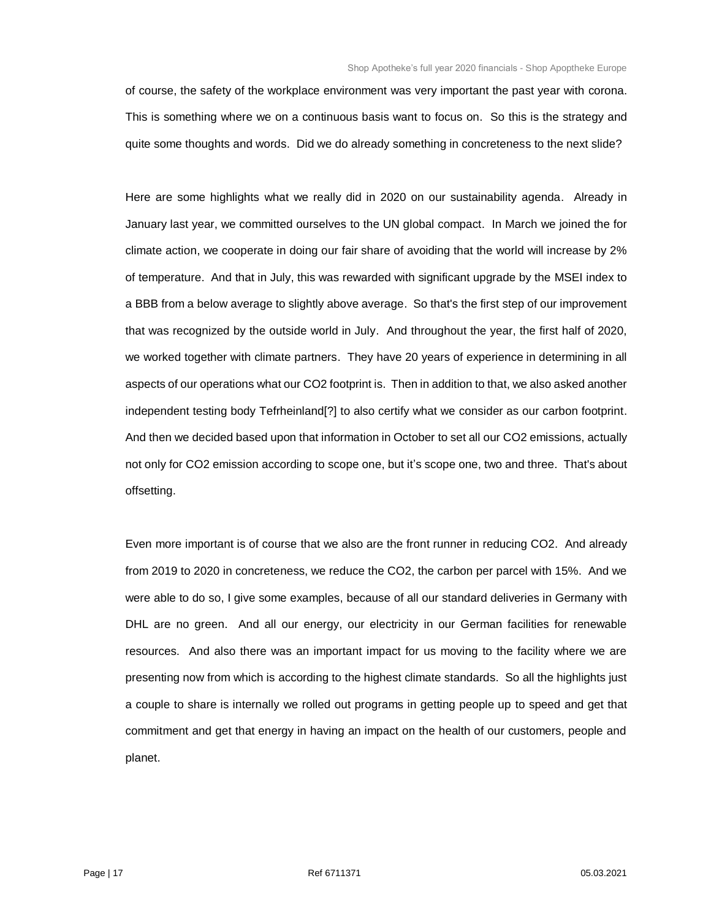of course, the safety of the workplace environment was very important the past year with corona. This is something where we on a continuous basis want to focus on. So this is the strategy and quite some thoughts and words. Did we do already something in concreteness to the next slide?

Here are some highlights what we really did in 2020 on our sustainability agenda. Already in January last year, we committed ourselves to the UN global compact. In March we joined the for climate action, we cooperate in doing our fair share of avoiding that the world will increase by 2% of temperature. And that in July, this was rewarded with significant upgrade by the MSEI index to a BBB from a below average to slightly above average. So that's the first step of our improvement that was recognized by the outside world in July. And throughout the year, the first half of 2020, we worked together with climate partners. They have 20 years of experience in determining in all aspects of our operations what our $CO_2$ footprint is. Then in addition to that, we also asked another independent testing body Tefrheinland[?] to also certify what we consider as our carbon footprint. And then we decided based upon that information in October to set all our $CO_2$ emissions, actually not only for $CO_2$ emission according to scope one, but it's scope one, two and three. That's about offsetting.

Even more important is of course that we also are the front runner in reducing $CO_2$. And already from 2019 to 2020 in concreteness, we reduce the $CO_2$, the carbon per parcel with 15%. And we were able to do so, I give some examples, because of all our standard deliveries in Germany with DHL are no green. And all our energy, our electricity in our German facilities for renewable resources. And also there was an important impact for us moving to the facility where we are presenting now from which is according to the highest climate standards. So all the highlights just a couple to share is internally we rolled out programs in getting people up to speed and get that commitment and get that energy in having an impact on the health of our customers, people and planet.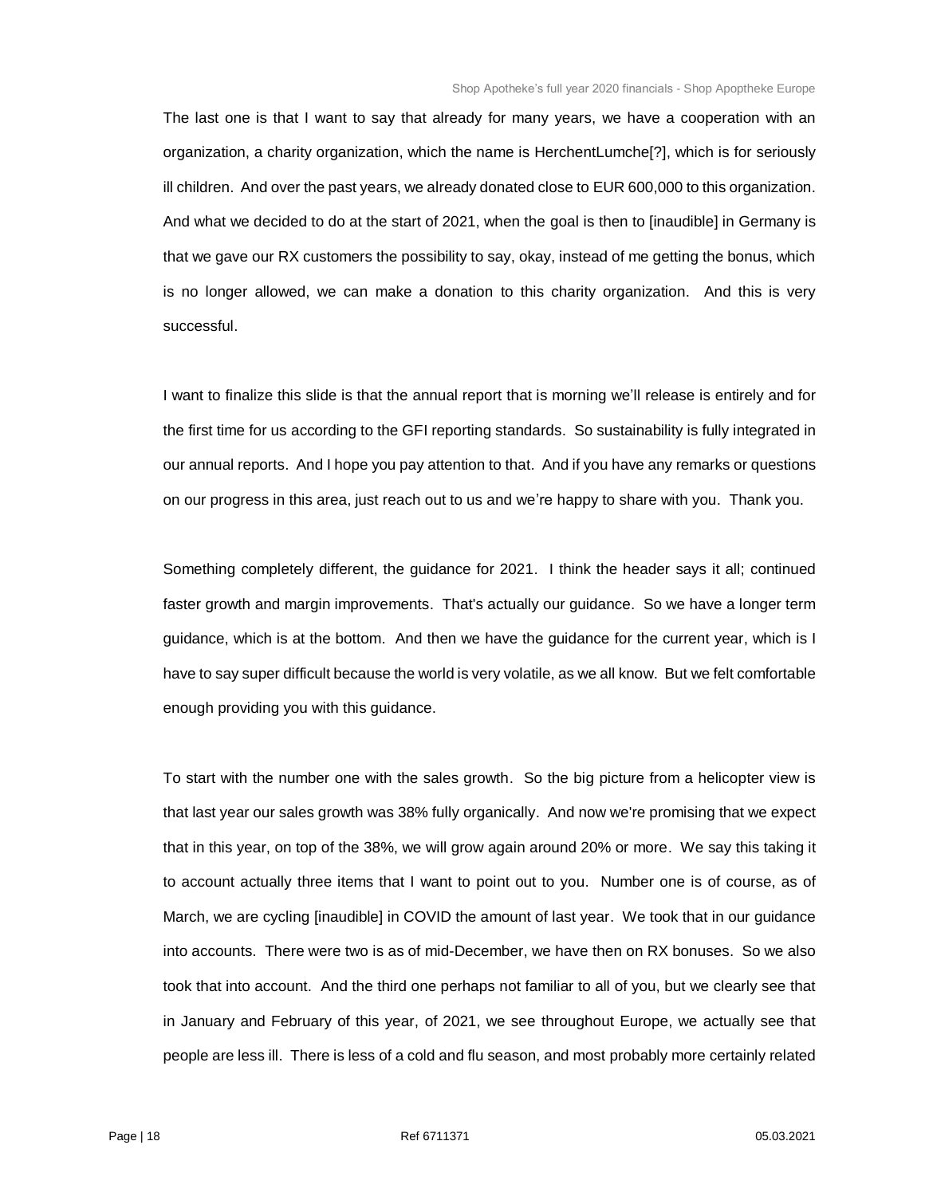The last one is that I want to say that already for many years, we have a cooperation with an organization, a charity organization, which the name is HerchentLumche[?], which is for seriously ill children. And over the past years, we already donated close to EUR 600,000 to this organization. And what we decided to do at the start of 2021, when the goal is then to [inaudible] in Germany is that we gave our RX customers the possibility to say, okay, instead of me getting the bonus, which is no longer allowed, we can make a donation to this charity organization. And this is very successful.

I want to finalize this slide is that the annual report that is morning we'll release is entirely and for the first time for us according to the GFI reporting standards. So sustainability is fully integrated in our annual reports. And I hope you pay attention to that. And if you have any remarks or questions on our progress in this area, just reach out to us and we're happy to share with you. Thank you.

Something completely different, the guidance for 2021. I think the header says it all; continued faster growth and margin improvements. That's actually our guidance. So we have a longer term guidance, which is at the bottom. And then we have the guidance for the current year, which is I have to say super difficult because the world is very volatile, as we all know. But we felt comfortable enough providing you with this guidance.

To start with the number one with the sales growth. So the big picture from a helicopter view is that last year our sales growth was 38% fully organically. And now we're promising that we expect that in this year, on top of the 38%, we will grow again around 20% or more. We say this taking it to account actually three items that I want to point out to you. Number one is of course, as of March, we are cycling [inaudible] in COVID the amount of last year. We took that in our guidance into accounts. There were two is as of mid-December, we have then on RX bonuses. So we also took that into account. And the third one perhaps not familiar to all of you, but we clearly see that in January and February of this year, of 2021, we see throughout Europe, we actually see that people are less ill. There is less of a cold and flu season, and most probably more certainly related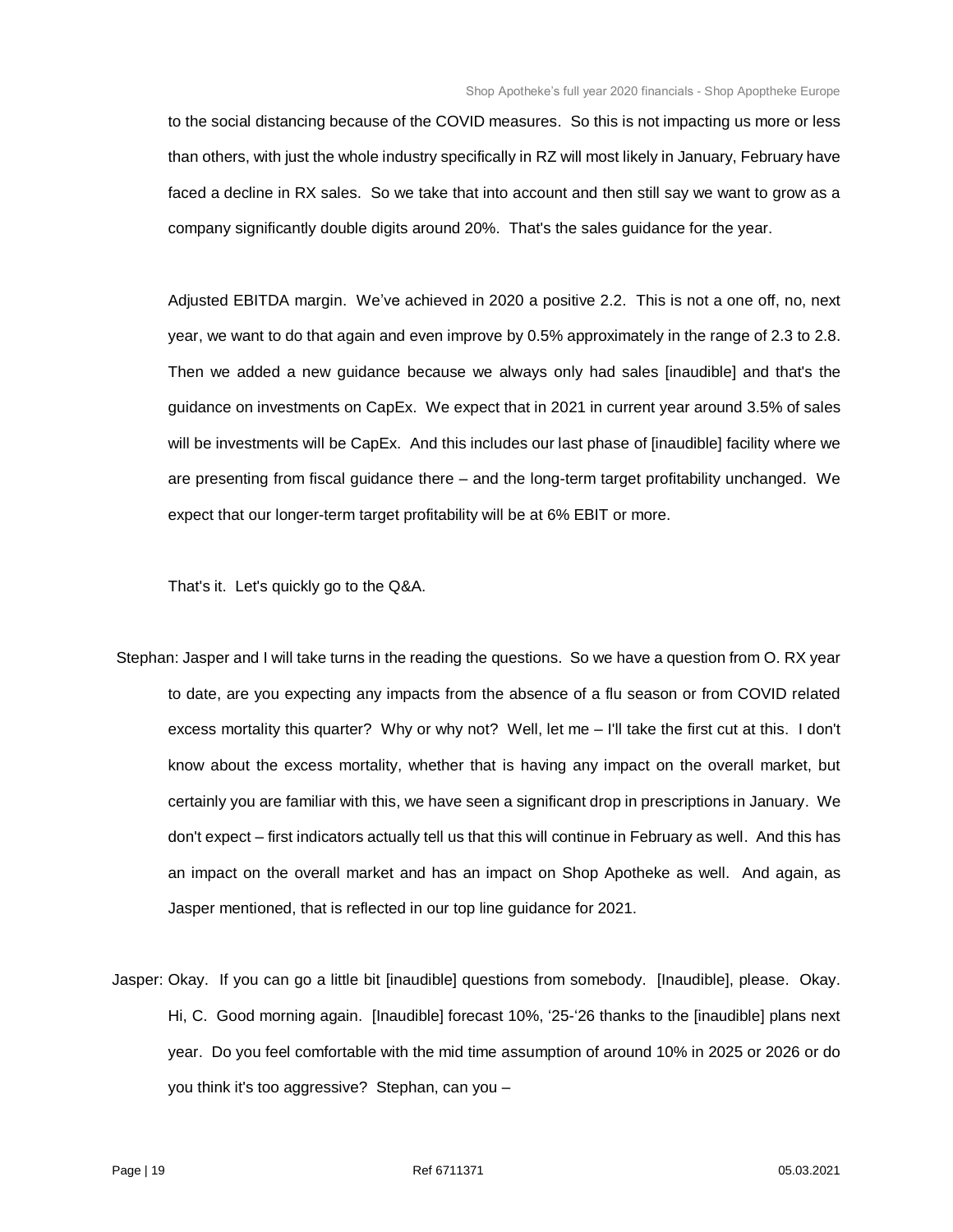to the social distancing because of the COVID measures. So this is not impacting us more or less than others, with just the whole industry specifically in RZ will most likely in January, February have faced a decline in RX sales. So we take that into account and then still say we want to grow as a company significantly double digits around 20%. That's the sales guidance for the year.

Adjusted EBITDA margin. We've achieved in 2020 a positive 2.2. This is not a one off, no, next year, we want to do that again and even improve by 0.5% approximately in the range of 2.3 to 2.8. Then we added a new guidance because we always only had sales [inaudible] and that's the guidance on investments on CapEx. We expect that in 2021 in current year around 3.5% of sales will be investments will be CapEx. And this includes our last phase of [inaudible] facility where we are presenting from fiscal guidance there – and the long-term target profitability unchanged. We expect that our longer-term target profitability will be at 6% EBIT or more.

That's it. Let's quickly go to the Q&A.

Stephan: Jasper and I will take turns in the reading the questions. So we have a question from O. RX year to date, are you expecting any impacts from the absence of a flu season or from COVID related excess mortality this quarter? Why or why not? Well, let me – I'll take the first cut at this. I don't know about the excess mortality, whether that is having any impact on the overall market, but certainly you are familiar with this, we have seen a significant drop in prescriptions in January. We don't expect – first indicators actually tell us that this will continue in February as well. And this has an impact on the overall market and has an impact on Shop Apotheke as well. And again, as Jasper mentioned, that is reflected in our top line guidance for 2021.

Jasper: Okay. If you can go a little bit [inaudible] questions from somebody. [Inaudible], please. Okay. Hi, C. Good morning again. [Inaudible] forecast 10%, '25-'26 thanks to the [inaudible] plans next year. Do you feel comfortable with the mid time assumption of around 10% in 2025 or 2026 or do you think it's too aggressive? Stephan, can you –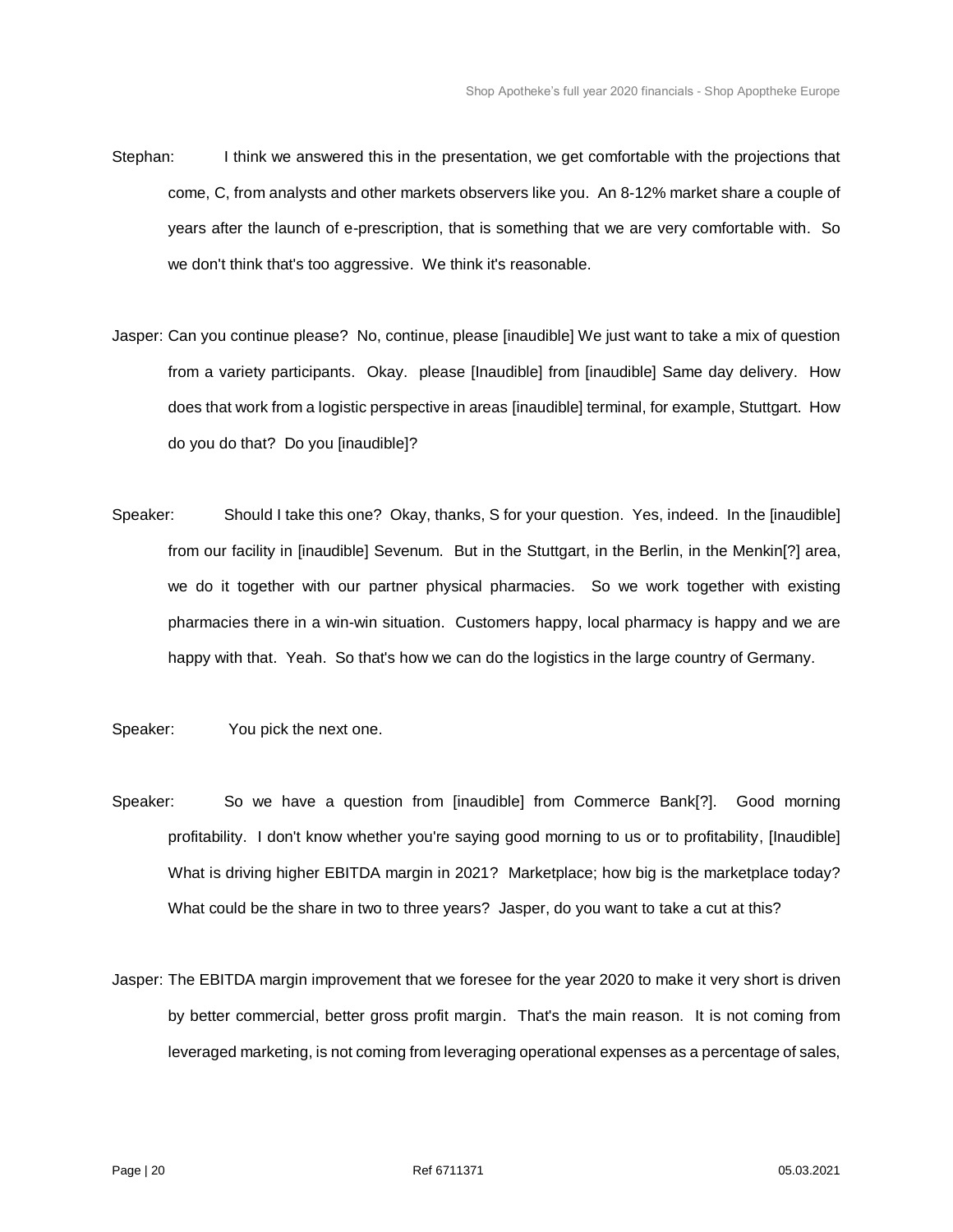Stephan: I think we answered this in the presentation, we get comfortable with the projections that come, C, from analysts and other markets observers like you. An 8-12% market share a couple of years after the launch of e-prescription, that is something that we are very comfortable with. So we don't think that's too aggressive. We think it's reasonable.

Jasper: Can you continue please? No, continue, please [inaudible] We just want to take a mix of question from a variety participants. Okay. please [Inaudible] from [inaudible] Same day delivery. How does that work from a logistic perspective in areas [inaudible] terminal, for example, Stuttgart. How do you do that? Do you [inaudible]?

Speaker: Should I take this one? Okay, thanks, S for your question. Yes, indeed. In the [inaudible] from our facility in [inaudible] Sevenum. But in the Stuttgart, in the Berlin, in the Menkin[?] area, we do it together with our partner physical pharmacies. So we work together with existing pharmacies there in a win-win situation. Customers happy, local pharmacy is happy and we are happy with that. Yeah. So that's how we can do the logistics in the large country of Germany.

Speaker: You pick the next one.

Speaker: So we have a question from [inaudible] from Commerce Bank[?]. Good morning profitability. I don't know whether you're saying good morning to us or to profitability, [Inaudible] What is driving higher EBITDA margin in 2021? Marketplace; how big is the marketplace today? What could be the share in two to three years? Jasper, do you want to take a cut at this?

Jasper: The EBITDA margin improvement that we foresee for the year 2020 to make it very short is driven by better commercial, better gross profit margin. That's the main reason. It is not coming from leveraged marketing, is not coming from leveraging operational expenses as a percentage of sales,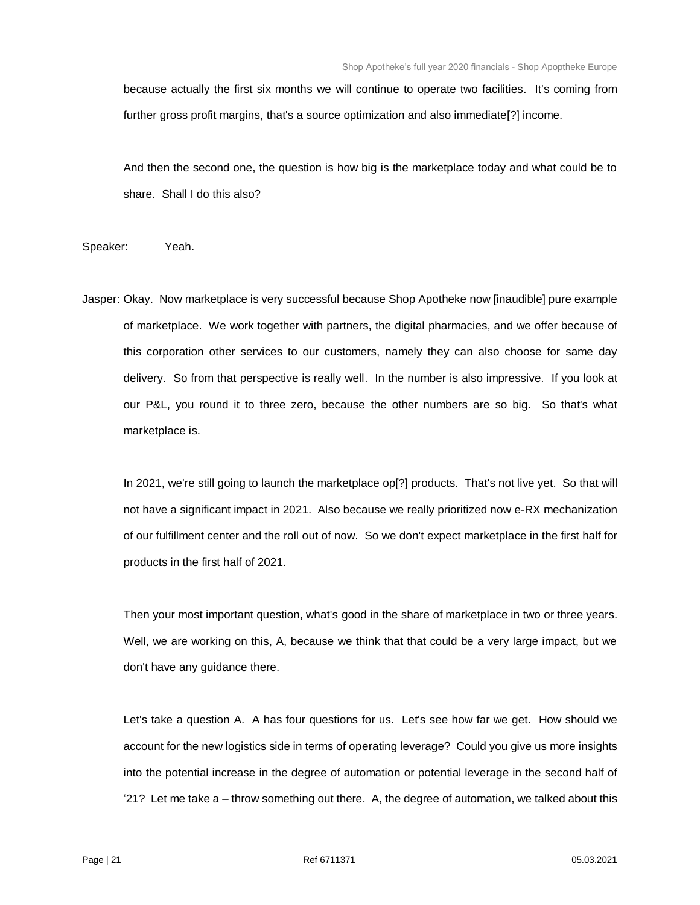because actually the first six months we will continue to operate two facilities. It's coming from further gross profit margins, that's a source optimization and also immediate[?] income.

And then the second one, the question is how big is the marketplace today and what could be to share. Shall I do this also?

Speaker: Yeah.

Jasper: Okay. Now marketplace is very successful because Shop Apotheke now [inaudible] pure example of marketplace. We work together with partners, the digital pharmacies, and we offer because of this corporation other services to our customers, namely they can also choose for same day delivery. So from that perspective is really well. In the number is also impressive. If you look at our P&L, you round it to three zero, because the other numbers are so big. So that's what marketplace is.

In 2021, we're still going to launch the marketplace op[?] products. That's not live yet. So that will not have a significant impact in 2021. Also because we really prioritized now e-RX mechanization of our fulfillment center and the roll out of now. So we don't expect marketplace in the first half for products in the first half of 2021.

Then your most important question, what's good in the share of marketplace in two or three years. Well, we are working on this, A, because we think that that could be a very large impact, but we don't have any guidance there.

Let's take a question A. A has four questions for us. Let's see how far we get. How should we account for the new logistics side in terms of operating leverage? Could you give us more insights into the potential increase in the degree of automation or potential leverage in the second half of '21? Let me take a – throw something out there. A, the degree of automation, we talked about this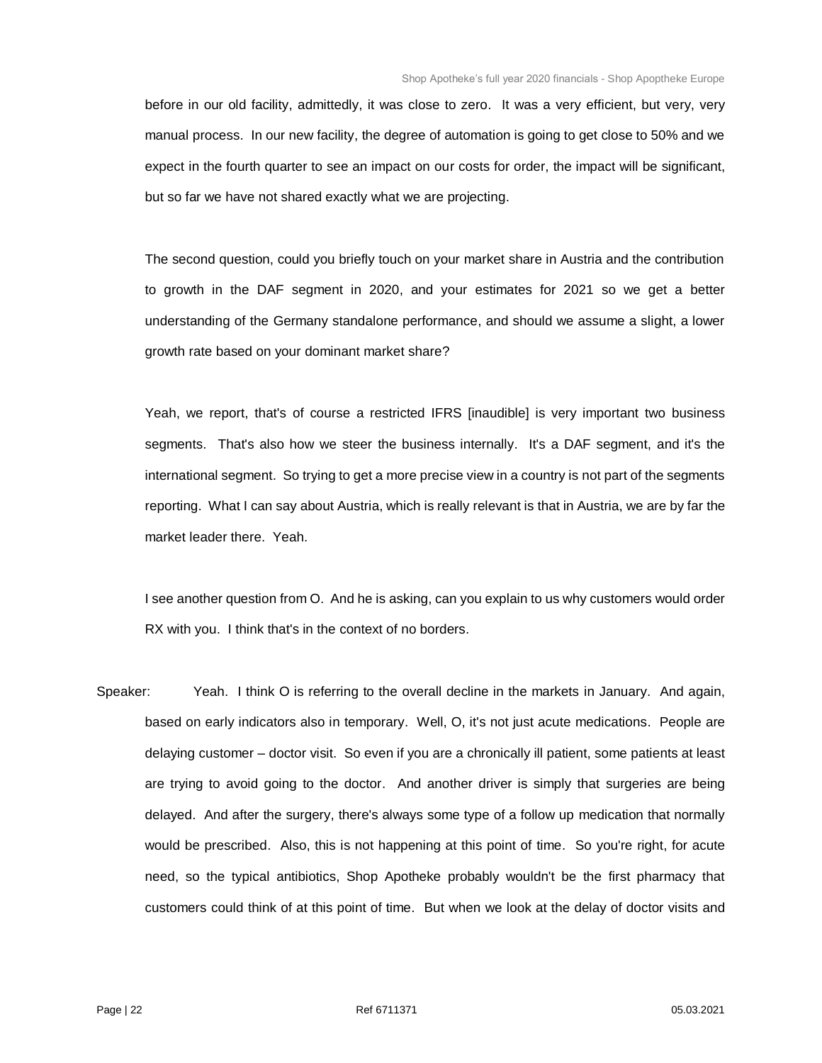before in our old facility, admittedly, it was close to zero. It was a very efficient, but very, very manual process. In our new facility, the degree of automation is going to get close to 50% and we expect in the fourth quarter to see an impact on our costs for order, the impact will be significant, but so far we have not shared exactly what we are projecting.

The second question, could you briefly touch on your market share in Austria and the contribution to growth in the DAF segment in 2020, and your estimates for 2021 so we get a better understanding of the Germany standalone performance, and should we assume a slight, a lower growth rate based on your dominant market share?

Yeah, we report, that's of course a restricted IFRS [inaudible] is very important two business segments. That's also how we steer the business internally. It's a DAF segment, and it's the international segment. So trying to get a more precise view in a country is not part of the segments reporting. What I can say about Austria, which is really relevant is that in Austria, we are by far the market leader there. Yeah.

I see another question from O. And he is asking, can you explain to us why customers would order RX with you. I think that's in the context of no borders.

Speaker: Yeah. I think O is referring to the overall decline in the markets in January. And again, based on early indicators also in temporary. Well, O, it's not just acute medications. People are delaying customer – doctor visit. So even if you are a chronically ill patient, some patients at least are trying to avoid going to the doctor. And another driver is simply that surgeries are being delayed. And after the surgery, there's always some type of a follow up medication that normally would be prescribed. Also, this is not happening at this point of time. So you're right, for acute need, so the typical antibiotics, Shop Apotheke probably wouldn't be the first pharmacy that customers could think of at this point of time. But when we look at the delay of doctor visits and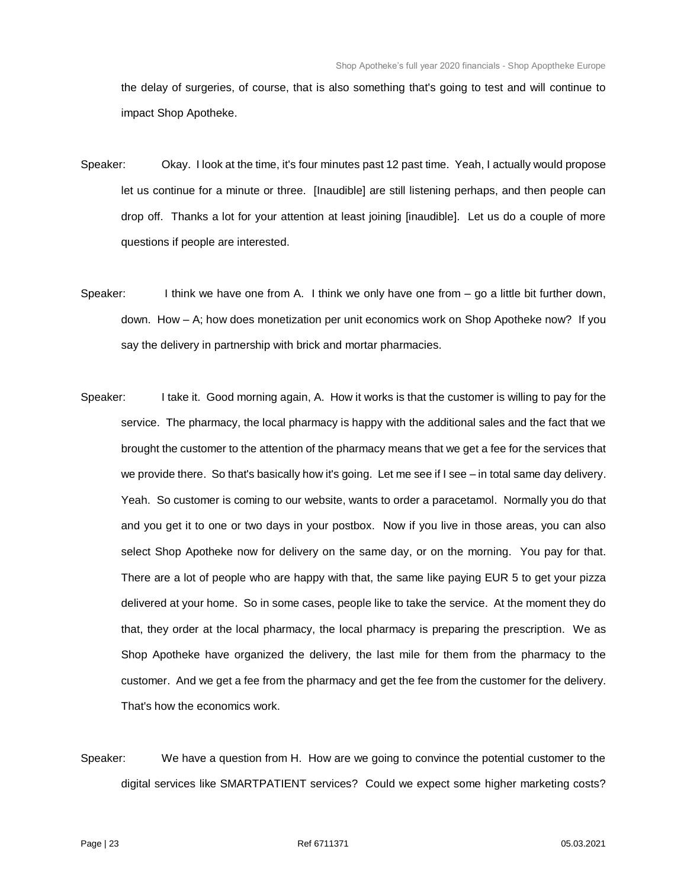the delay of surgeries, of course, that is also something that's going to test and will continue to impact Shop Apotheke.

Speaker: Okay. I look at the time, it's four minutes past 12 past time. Yeah, I actually would propose let us continue for a minute or three. [Inaudible] are still listening perhaps, and then people can drop off. Thanks a lot for your attention at least joining [inaudible]. Let us do a couple of more questions if people are interested.

Speaker: I think we have one from A. I think we only have one from – go a little bit further down, down. How – A; how does monetization per unit economics work on Shop Apotheke now? If you say the delivery in partnership with brick and mortar pharmacies.

Speaker: I take it. Good morning again, A. How it works is that the customer is willing to pay for the service. The pharmacy, the local pharmacy is happy with the additional sales and the fact that we brought the customer to the attention of the pharmacy means that we get a fee for the services that we provide there. So that's basically how it's going. Let me see if I see – in total same day delivery. Yeah. So customer is coming to our website, wants to order a paracetamol. Normally you do that and you get it to one or two days in your postbox. Now if you live in those areas, you can also select Shop Apotheke now for delivery on the same day, or on the morning. You pay for that. There are a lot of people who are happy with that, the same like paying EUR 5 to get your pizza delivered at your home. So in some cases, people like to take the service. At the moment they do that, they order at the local pharmacy, the local pharmacy is preparing the prescription. We as Shop Apotheke have organized the delivery, the last mile for them from the pharmacy to the customer. And we get a fee from the pharmacy and get the fee from the customer for the delivery. That's how the economics work.

Speaker: We have a question from H. How are we going to convince the potential customer to the digital services like SMARTPATIENT services? Could we expect some higher marketing costs?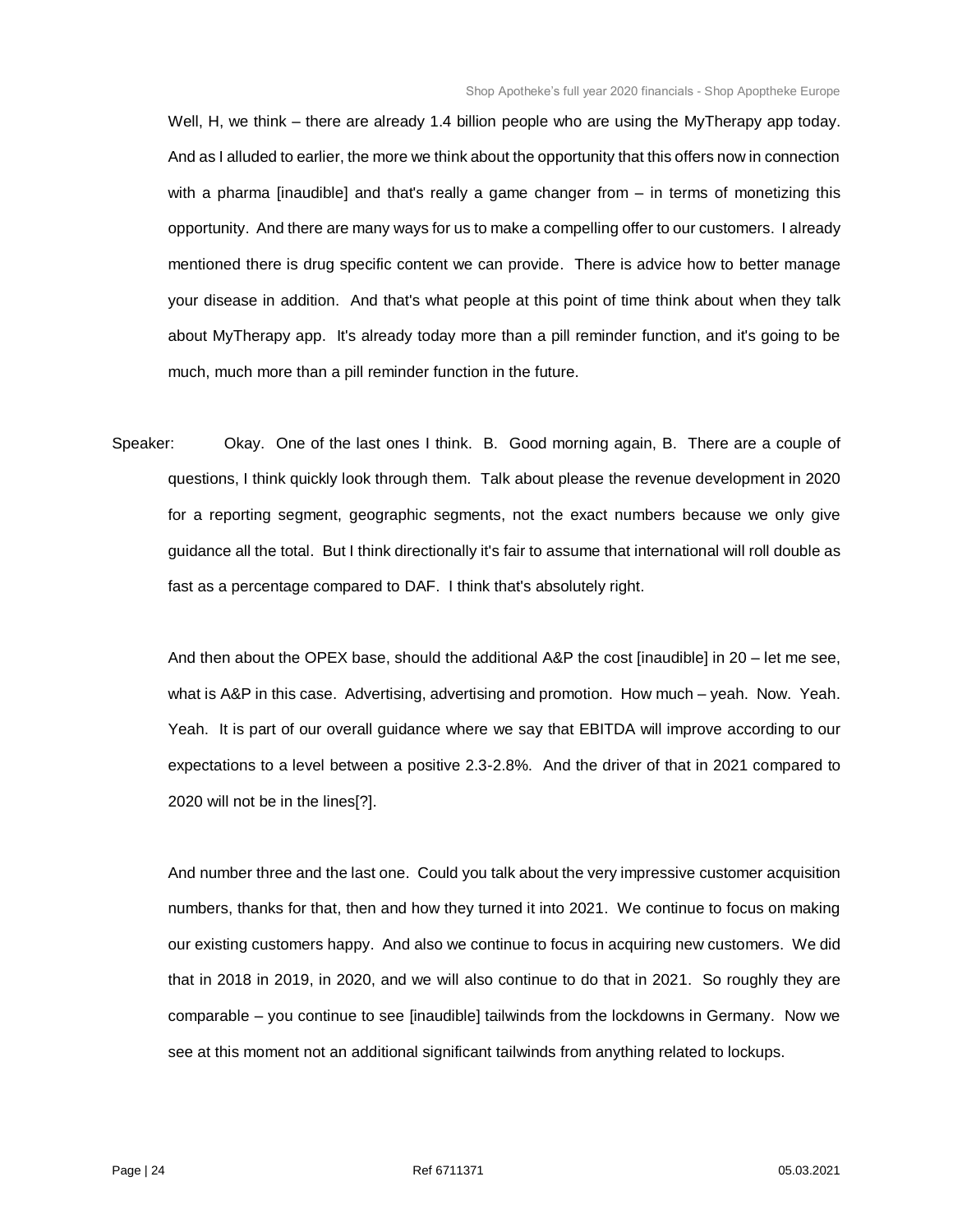Well, H, we think – there are already 1.4 billion people who are using the MyTherapy app today. And as I alluded to earlier, the more we think about the opportunity that this offers now in connection with a pharma [inaudible] and that's really a game changer from – in terms of monetizing this opportunity. And there are many ways for us to make a compelling offer to our customers. I already mentioned there is drug specific content we can provide. There is advice how to better manage your disease in addition. And that's what people at this point of time think about when they talk about MyTherapy app. It's already today more than a pill reminder function, and it's going to be much, much more than a pill reminder function in the future.

Speaker: Okay. One of the last ones I think. B. Good morning again, B. There are a couple of questions, I think quickly look through them. Talk about please the revenue development in 2020 for a reporting segment, geographic segments, not the exact numbers because we only give guidance all the total. But I think directionally it's fair to assume that international will roll double as fast as a percentage compared to DAF. I think that's absolutely right.

And then about the OPEX base, should the additional A&P the cost [inaudible] in 20 – let me see, what is A&P in this case. Advertising, advertising and promotion. How much – yeah. Now. Yeah. Yeah. It is part of our overall guidance where we say that EBITDA will improve according to our expectations to a level between a positive 2.3-2.8%. And the driver of that in 2021 compared to 2020 will not be in the lines[?].

And number three and the last one. Could you talk about the very impressive customer acquisition numbers, thanks for that, then and how they turned it into 2021. We continue to focus on making our existing customers happy. And also we continue to focus in acquiring new customers. We did that in 2018 in 2019, in 2020, and we will also continue to do that in 2021. So roughly they are comparable – you continue to see [inaudible] tailwinds from the lockdowns in Germany. Now we see at this moment not an additional significant tailwinds from anything related to lockups.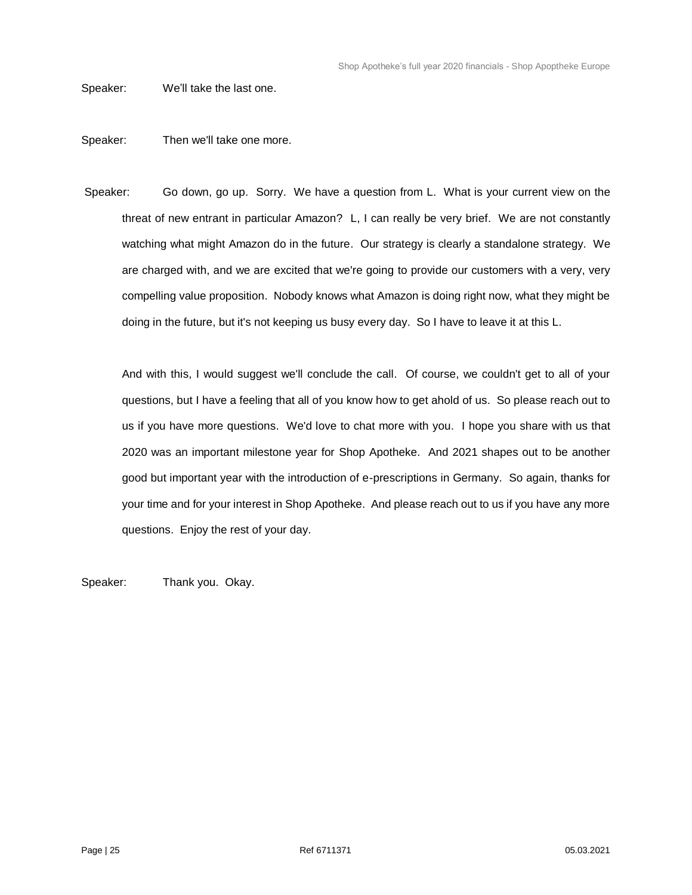Speaker: We'll take the last one.

Speaker: Then we'll take one more.

Speaker: Go down, go up. Sorry. We have a question from L. What is your current view on the threat of new entrant in particular Amazon? L, I can really be very brief. We are not constantly watching what might Amazon do in the future. Our strategy is clearly a standalone strategy. We are charged with, and we are excited that we're going to provide our customers with a very, very compelling value proposition. Nobody knows what Amazon is doing right now, what they might be doing in the future, but it's not keeping us busy every day. So I have to leave it at this L.

And with this, I would suggest we'll conclude the call. Of course, we couldn't get to all of your questions, but I have a feeling that all of you know how to get ahold of us. So please reach out to us if you have more questions. We'd love to chat more with you. I hope you share with us that 2020 was an important milestone year for Shop Apotheke. And 2021 shapes out to be another good but important year with the introduction of e-prescriptions in Germany. So again, thanks for your time and for your interest in Shop Apotheke. And please reach out to us if you have any more questions. Enjoy the rest of your day.

Speaker: Thank you. Okay.